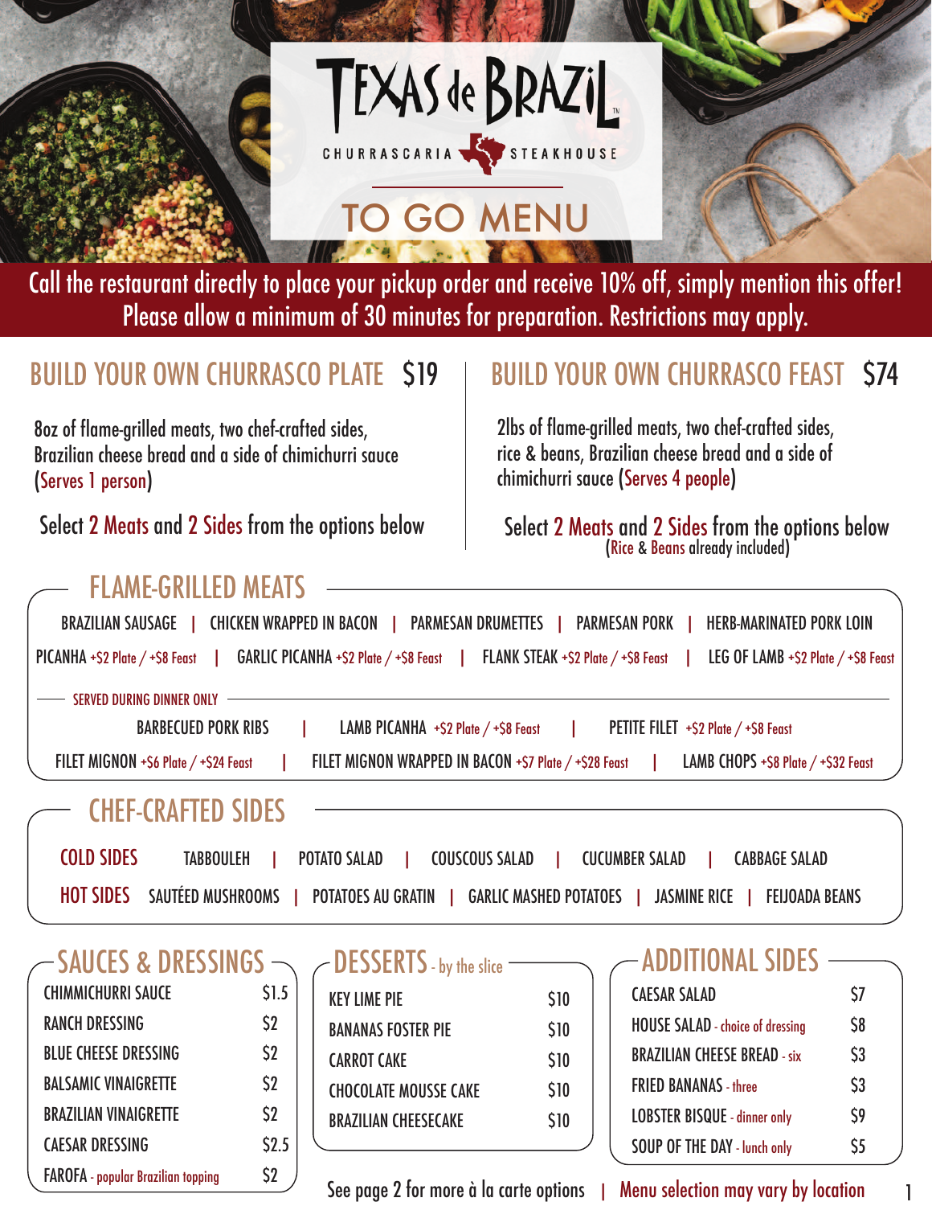# TEXAS de BRAZIL™

CHURRASCARIA STEAKHOUSE

# TO GO MENU

Call the restaurant directly to place your pickup order and receive 10% off, simply mention this offer! Please allow a minimum of 30 minutes for preparation. Restrictions may apply.

## BUILD YOUR OWN CHURRASCO PLATE $19

8oz of flame-grilled meats, two chef-crafted sides, Brazilian cheese bread and a side of chimichurri sauce (Serves 1 person)

Select 2 Meats and 2 Sides from the options below

## BUILD YOUR OWN CHURRASCO FEAST $74

2lbs of flame-grilled meats, two chef-crafted sides, rice & beans, Brazilian cheese bread and a side of chimichurri sauce (Serves 4 people)

Select 2 Meats and 2 Sides from the options below (Rice & Beans already included)

## FLAME-GRILLED MEATS

BRAZILIAN SAUSAGE | CHICKEN WRAPPED IN BACON | PARMESAN DRUMETTES | PARMESAN PORK | HERB-MARINATED PORK LOIN

PICANHA +$2 Plate / +$8 Feast | GARLIC PICANHA +$2 Plate / +$8 Feast | FLANK STEAK +$2 Plate / +$8 Feast | LEG OF LAMB +$2 Plate / +$8 Feast

### SERVED DURING DINNER ONLY

BARBECUED PORK RIBS | LAMB PICANHA +$2 Plate / +$8 Feast | PETITE FILET +$2 Plate / +$8 Feast

FILET MIGNON +$6 Plate / +$24 Feast | FILET MIGNON WRAPPED IN BACON +$7 Plate / +$28 Feast | LAMB CHOPS +$8 Plate / +$32 Feast

## CHEF-CRAFTED SIDES

**COLD SIDES** TABBOULEH | POTATO SALAD | COUSCOUS SALAD | CUCUMBER SALAD | CABBAGE SALAD

**HOT SIDES** SAUTÉED MUSHROOMS | POTATOES AU GRATIN | GARLIC MASHED POTATOES | JASMINE RICE | FEIJOADA BEANS

## SAUCES & DRESSINGS

| Item | Price |
|---|---|
| CHIMMICHURRI SAUCE | $1.5 |
| RANCH DRESSING | $2 |
| BLUE CHEESE DRESSING | $2 |
| BALSAMIC VINAIGRETTE | $2 |
| BRAZILIAN VINAIGRETTE | $2 |
| CAESAR DRESSING | $2.5 |
| FAROFA - popular Brazilian topping | $2 |

## DESSERTS - by the slice

| Item | Price |
|---|---|
| KEY LIME PIE | $10 |
| BANANAS FOSTER PIE | $10 |
| CARROT CAKE | $10 |
| CHOCOLATE MOUSSE CAKE | $10 |
| BRAZILIAN CHEESECAKE | $10 |

## ADDITIONAL SIDES

| Item | Price |
|---|---|
| CAESAR SALAD | $7 |
| HOUSE SALAD - choice of dressing | $8 |
| BRAZILIAN CHEESE BREAD - six | $3 |
| FRIED BANANAS - three | $3 |
| LOBSTER BISQUE - dinner only | $9 |
| SOUP OF THE DAY - lunch only | $5 |

See page 2 for more à la carte options | Menu selection may vary by location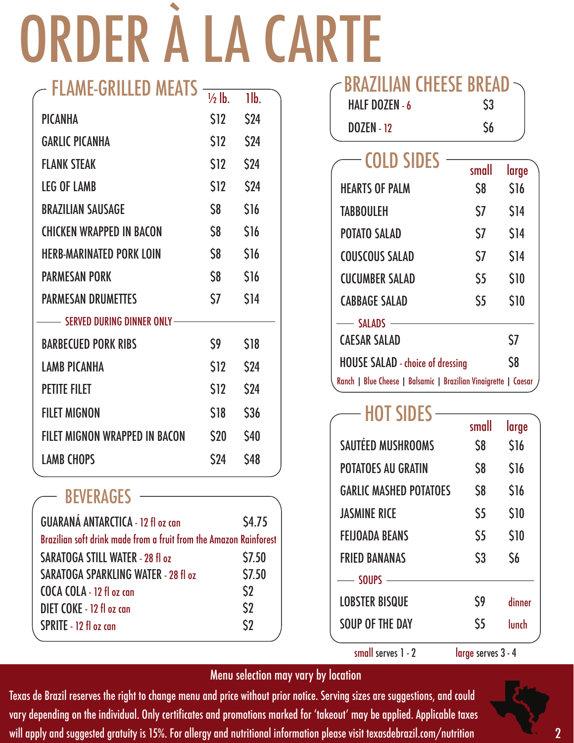# ORDER À LA CARTE

## FLAME-GRILLED MEATS

| | ½ lb. | 1 lb. |
|---|---|---|
| PICANHA | $12 | $24 |
| GARLIC PICANHA | $12 | $24 |
| FLANK STEAK | $12 | $24 |
| LEG OF LAMB | $12 | $24 |
| BRAZILIAN SAUSAGE | $8 | $16 |
| CHICKEN WRAPPED IN BACON | $8 | $16 |
| HERB-MARINATED PORK LOIN | $8 | $16 |
| PARMESAN PORK | $8 | $16 |
| PARMESAN DRUMETTES | $7 | $14 |
| **SERVED DURING DINNER ONLY** | | |
| BARBECUED PORK RIBS | $9 | $18 |
| LAMB PICANHA | $12 | $24 |
| PETITE FILET | $12 | $24 |
| FILET MIGNON | $18 | $36 |
| FILET MIGNON WRAPPED IN BACON | $20 | $40 |
| LAMB CHOPS | $24 | $48 |

## BEVERAGES

| | |
|---|---|
| GUARANÁ ANTARCTICA - 12 fl oz can | $4.75 |
| Brazilian soft drink made from a fruit from the Amazon Rainforest | |
| SARATOGA STILL WATER - 28 fl oz | $7.50 |
| SARATOGA SPARKLING WATER - 28 fl oz | $7.50 |
| COCA COLA - 12 fl oz can | $2 |
| DIET COKE - 12 fl oz can | $2 |
| SPRITE - 12 fl oz can | $2 |

## BRAZILIAN CHEESE BREAD

| | |
|---|---|
| HALF DOZEN - 6 | $3 |
| DOZEN - 12 | $6 |

## COLD SIDES

| | small | large |
|---|---|---|
| HEARTS OF PALM | $8 | $16 |
| TABBOULEH | $7 | $14 |
| POTATO SALAD | $7 | $14 |
| COUSCOUS SALAD | $7 | $14 |
| CUCUMBER SALAD | $5 | $10 |
| CABBAGE SALAD | $5 | $10 |
| **SALADS** | | |
| CAESAR SALAD | | $7 |
| HOUSE SALAD - choice of dressing | | $8 |

Ranch | Blue Cheese | Balsamic | Brazilian Vinaigrette | Caesar

## HOT SIDES

| | small | large |
|---|---|---|
| SAUTÉED MUSHROOMS | $8 | $16 |
| POTATOES AU GRATIN | $8 | $16 |
| GARLIC MASHED POTATOES | $8 | $16 |
| JASMINE RICE | $5 | $10 |
| FEIJOADA BEANS | $5 | $10 |
| FRIED BANANAS | $3 | $6 |
| **SOUPS** | | |
| LOBSTER BISQUE | $9 | dinner |
| SOUP OF THE DAY | $5 | lunch |

small serves 1 - 2 large serves 3 - 4

Menu selection may vary by location

Texas de Brazil reserves the right to change menu and price without prior notice. Serving sizes are suggestions, and could vary depending on the individual. Only certificates and promotions marked for 'takeout' may be applied. Applicable taxes will apply and suggested gratuity is 15%. For allergy and nutritional information please visit texasdebrazil.com/nutrition